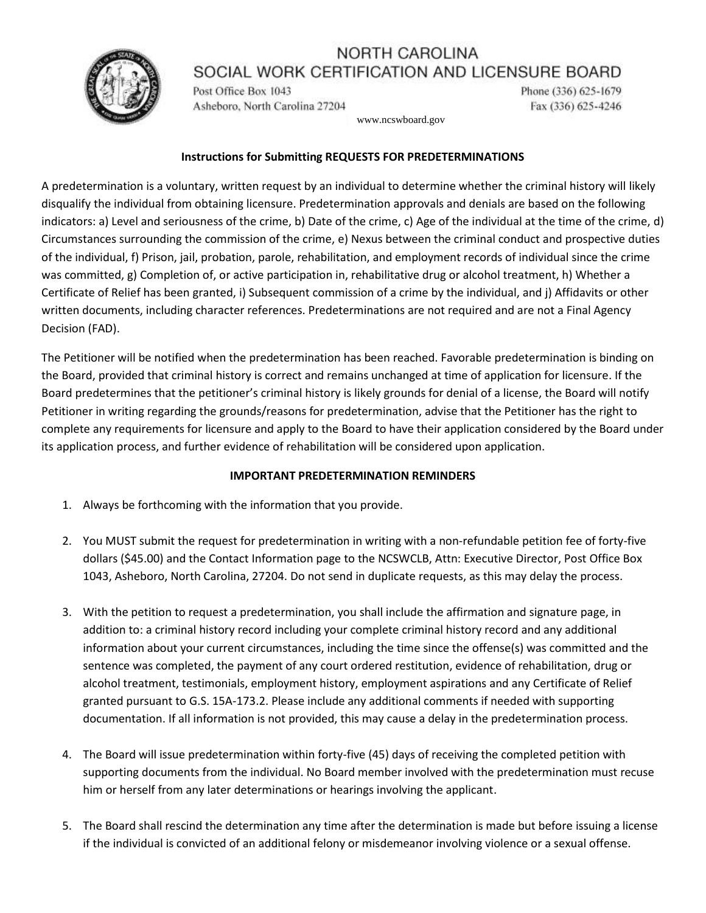# NORTH CAROLINA
## SOCIAL WORK CERTIFICATION AND LICENSURE BOARD

Post Office Box 1043
Asheboro, North Carolina 27204

Phone (336) 625-1679
Fax (336) 625-4246

www.ncswboard.gov

**Instructions for Submitting REQUESTS FOR PREDETERMINATIONS**

A predetermination is a voluntary, written request by an individual to determine whether the criminal history will likely disqualify the individual from obtaining licensure. Predetermination approvals and denials are based on the following indicators: a) Level and seriousness of the crime, b) Date of the crime, c) Age of the individual at the time of the crime, d) Circumstances surrounding the commission of the crime, e) Nexus between the criminal conduct and prospective duties of the individual, f) Prison, jail, probation, parole, rehabilitation, and employment records of individual since the crime was committed, g) Completion of, or active participation in, rehabilitative drug or alcohol treatment, h) Whether a Certificate of Relief has been granted, i) Subsequent commission of a crime by the individual, and j) Affidavits or other written documents, including character references. Predeterminations are not required and are not a Final Agency Decision (FAD).

The Petitioner will be notified when the predetermination has been reached. Favorable predetermination is binding on the Board, provided that criminal history is correct and remains unchanged at time of application for licensure. If the Board predetermines that the petitioner's criminal history is likely grounds for denial of a license, the Board will notify Petitioner in writing regarding the grounds/reasons for predetermination, advise that the Petitioner has the right to complete any requirements for licensure and apply to the Board to have their application considered by the Board under its application process, and further evidence of rehabilitation will be considered upon application.

**IMPORTANT PREDETERMINATION REMINDERS**

1. Always be forthcoming with the information that you provide.

2. You MUST submit the request for predetermination in writing with a non-refundable petition fee of forty-five dollars ($45.00) and the Contact Information page to the NCSWCLB, Attn: Executive Director, Post Office Box 1043, Asheboro, North Carolina, 27204. Do not send in duplicate requests, as this may delay the process.

3. With the petition to request a predetermination, you shall include the affirmation and signature page, in addition to: a criminal history record including your complete criminal history record and any additional information about your current circumstances, including the time since the offense(s) was committed and the sentence was completed, the payment of any court ordered restitution, evidence of rehabilitation, drug or alcohol treatment, testimonials, employment history, employment aspirations and any Certificate of Relief granted pursuant to G.S. 15A-173.2. Please include any additional comments if needed with supporting documentation. If all information is not provided, this may cause a delay in the predetermination process.

4. The Board will issue predetermination within forty-five (45) days of receiving the completed petition with supporting documents from the individual. No Board member involved with the predetermination must recuse him or herself from any later determinations or hearings involving the applicant.

5. The Board shall rescind the determination any time after the determination is made but before issuing a license if the individual is convicted of an additional felony or misdemeanor involving violence or a sexual offense.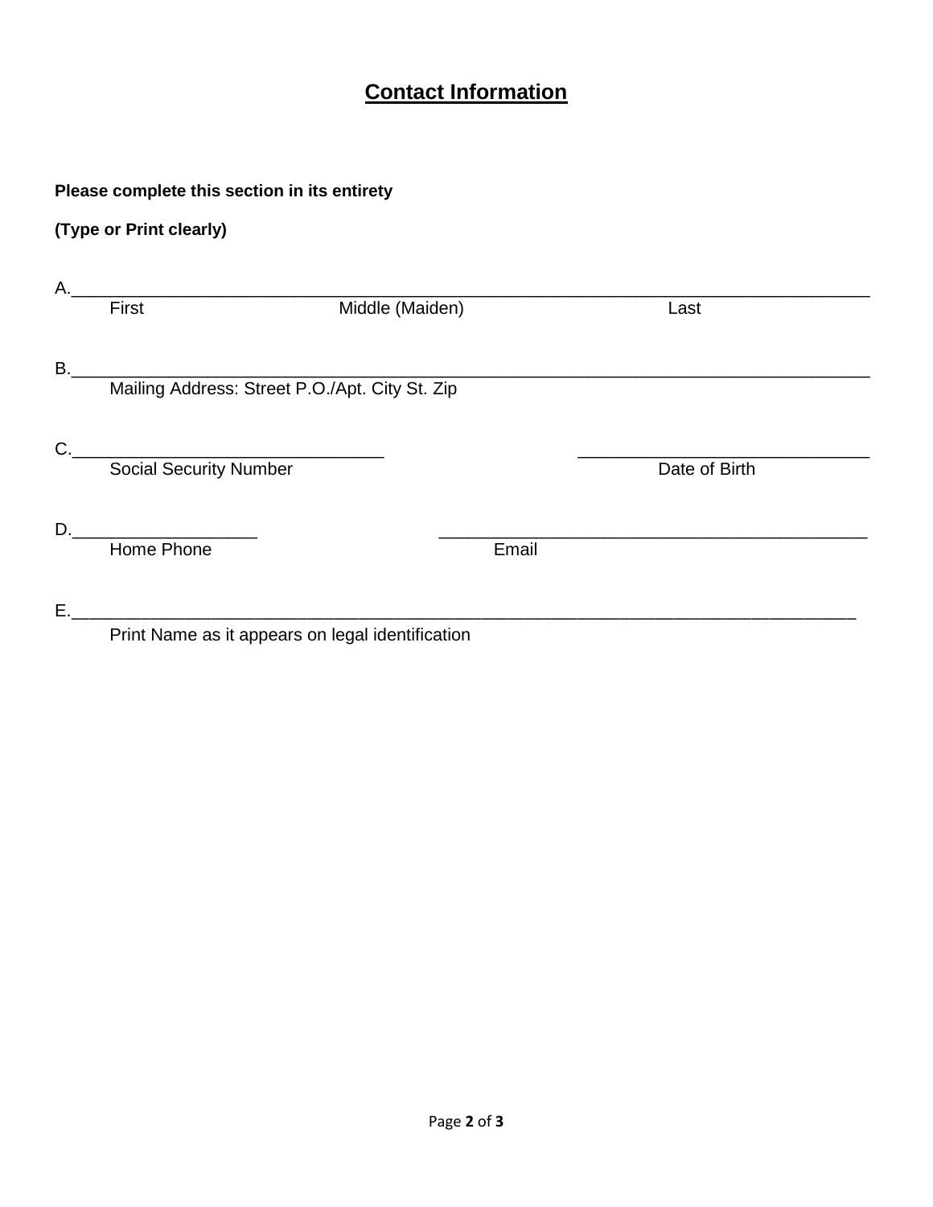## Contact Information

**Please complete this section in its entirety**

**(Type or Print clearly)**

A.______________________________________________________________________________
First Middle (Maiden) Last

B.______________________________________________________________________________
Mailing Address: Street P.O./Apt. City St. Zip

C.________________________________ ______________________________
Social Security Number Date of Birth

D.___________________ _____________________________________________
Home Phone Email

E.______________________________________________________________________________
Print Name as it appears on legal identification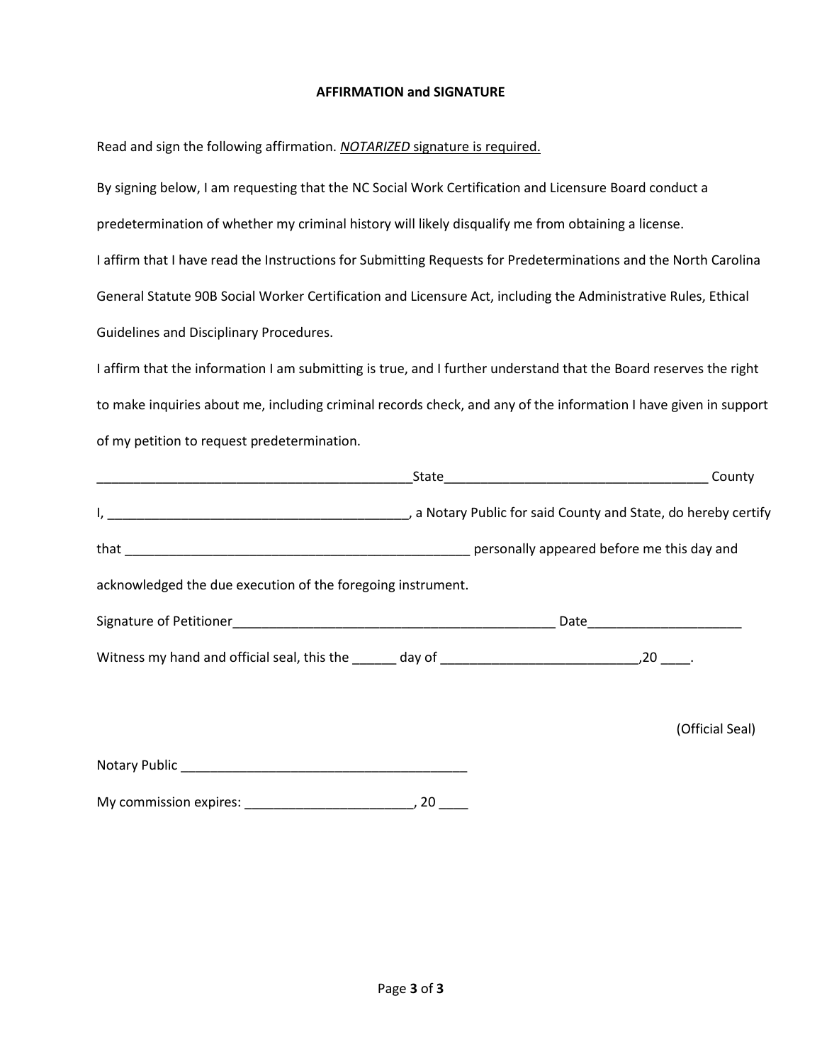**AFFIRMATION and SIGNATURE**

Read and sign the following affirmation. <u>*NOTARIZED* signature is required.</u>

By signing below, I am requesting that the NC Social Work Certification and Licensure Board conduct a predetermination of whether my criminal history will likely disqualify me from obtaining a license.

I affirm that I have read the Instructions for Submitting Requests for Predeterminations and the North Carolina General Statute 90B Social Worker Certification and Licensure Act, including the Administrative Rules, Ethical Guidelines and Disciplinary Procedures.

I affirm that the information I am submitting is true, and I further understand that the Board reserves the right to make inquiries about me, including criminal records check, and any of the information I have given in support of my petition to request predetermination.

_____________________________________________State_____________________________________ County

I, __________________________________________, a Notary Public for said County and State, do hereby certify that _________________________________________________ personally appeared before me this day and acknowledged the due execution of the foregoing instrument.

Signature of Petitioner______________________________________________ Date_____________________

Witness my hand and official seal, this the ______ day of ___________________________,20 ____.

(Official Seal)

Notary Public ________________________________________

My commission expires: _______________________, 20 ____